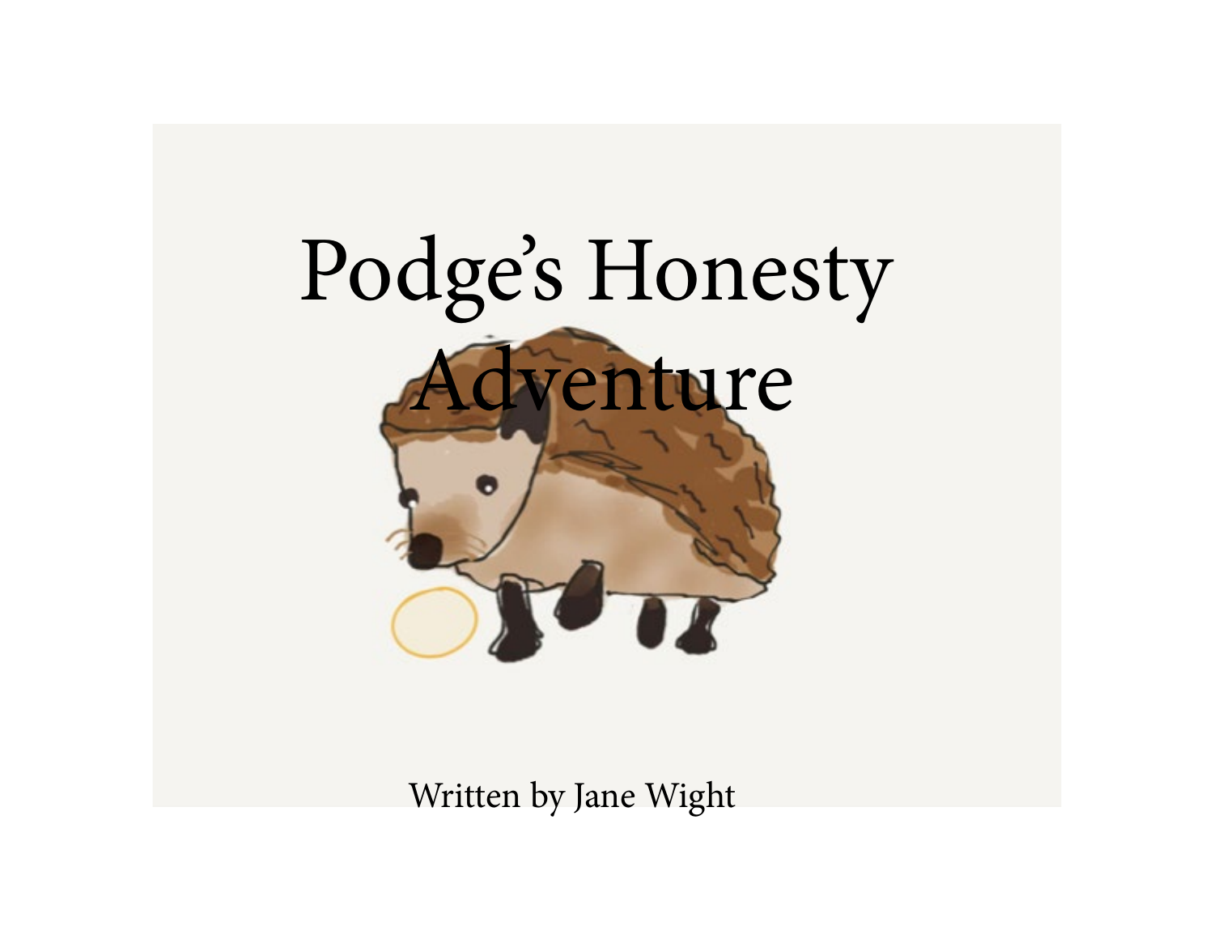# Podge's Honesty Adventure

Written by Jane Wight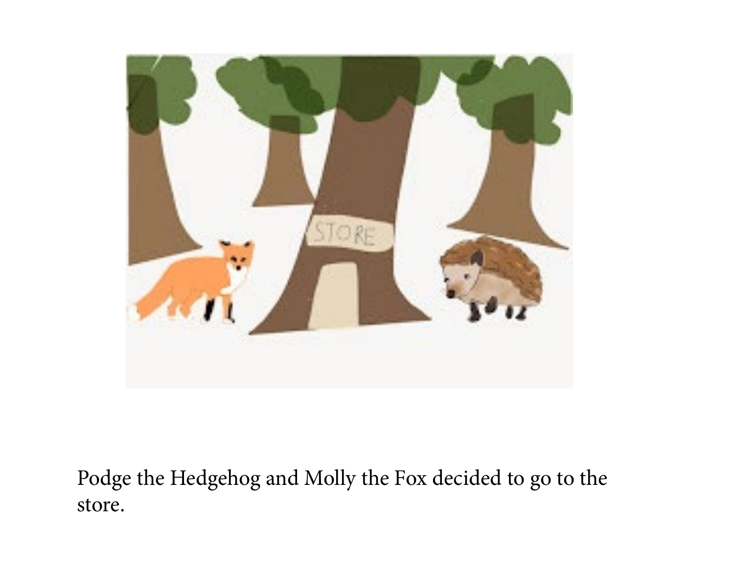Podge the Hedgehog and Molly the Fox decided to go to the store.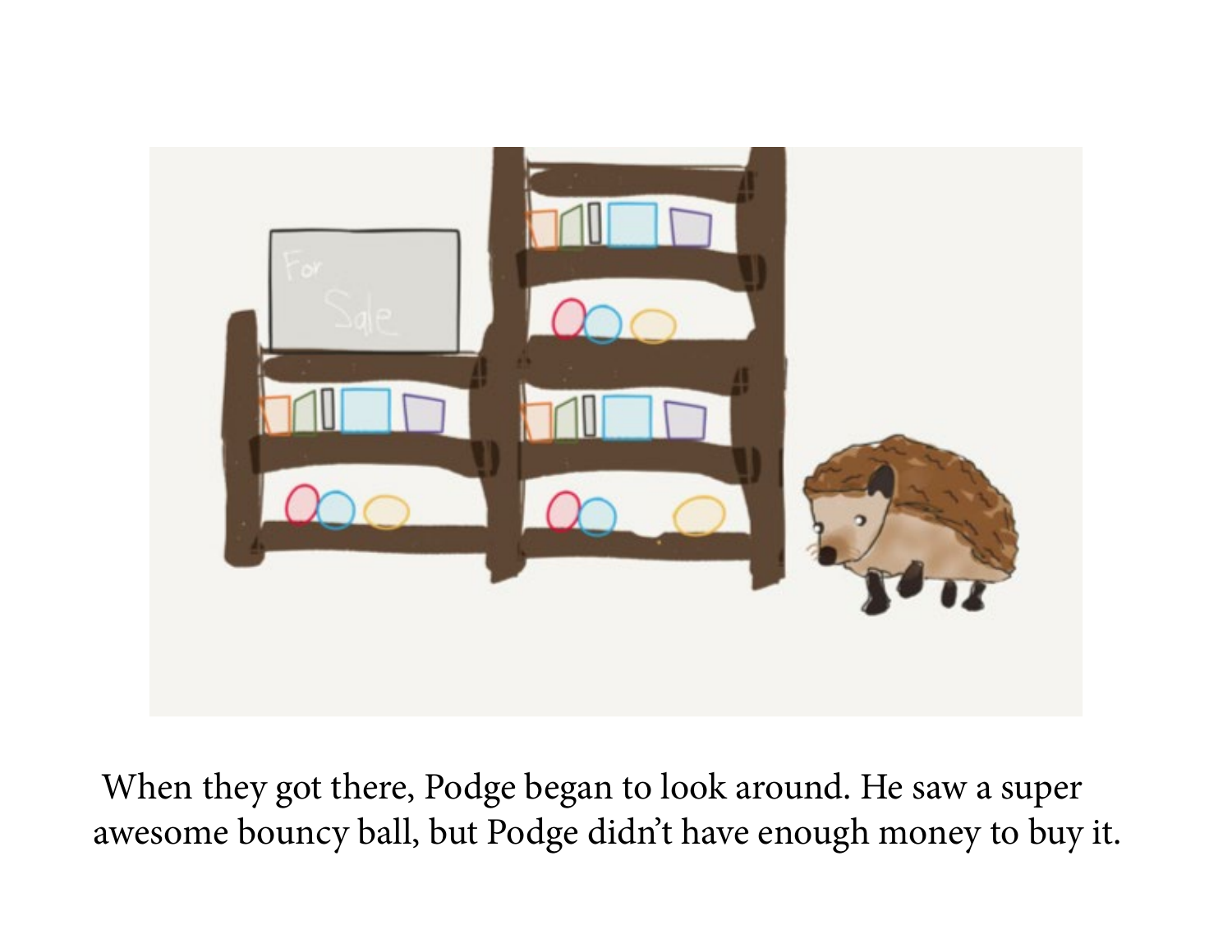When they got there, Podge began to look around. He saw a super awesome bouncy ball, but Podge didn't have enough money to buy it.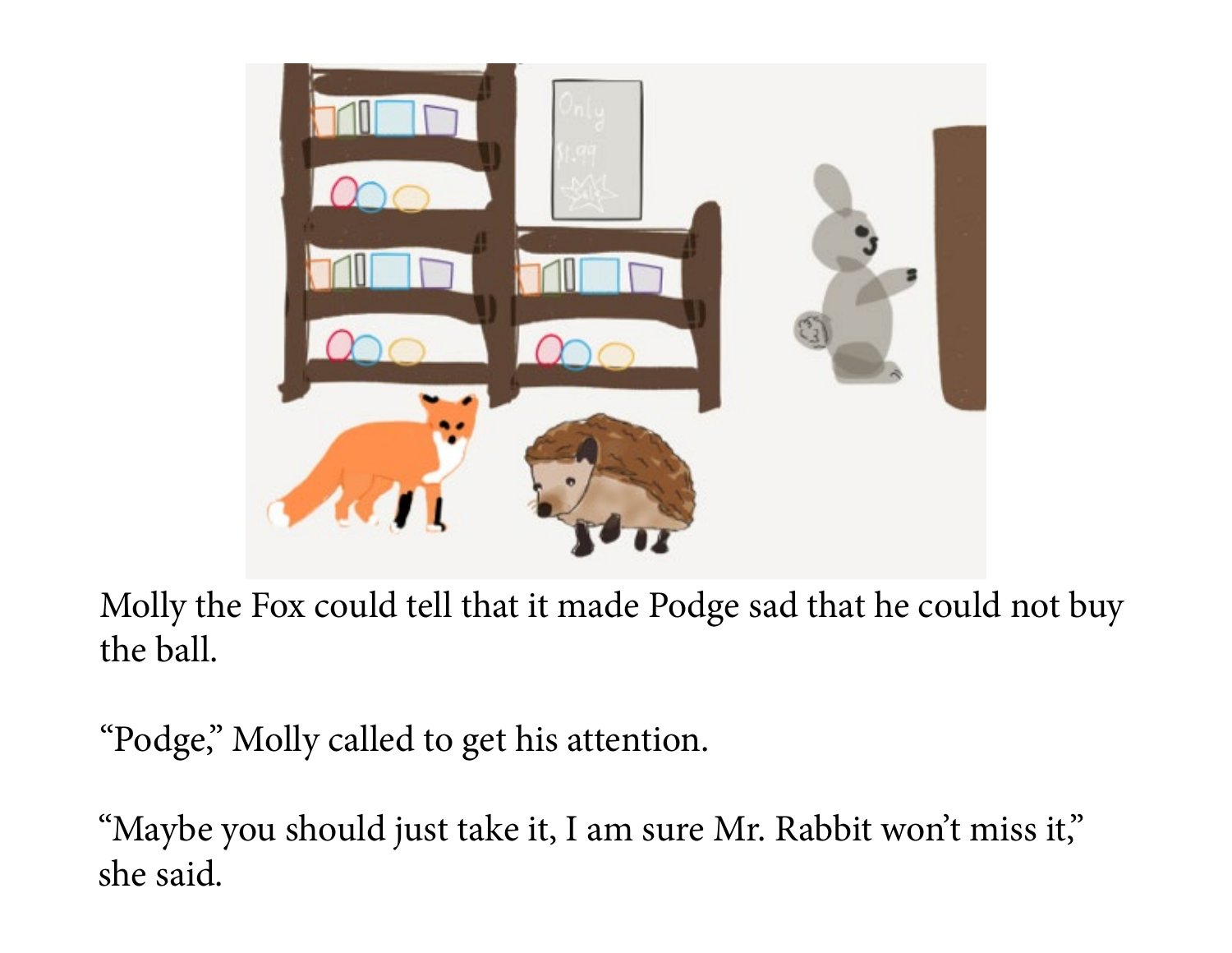Molly the Fox could tell that it made Podge sad that he could not buy the ball.

"Podge," Molly called to get his attention.

"Maybe you should just take it, I am sure Mr. Rabbit won't miss it," she said.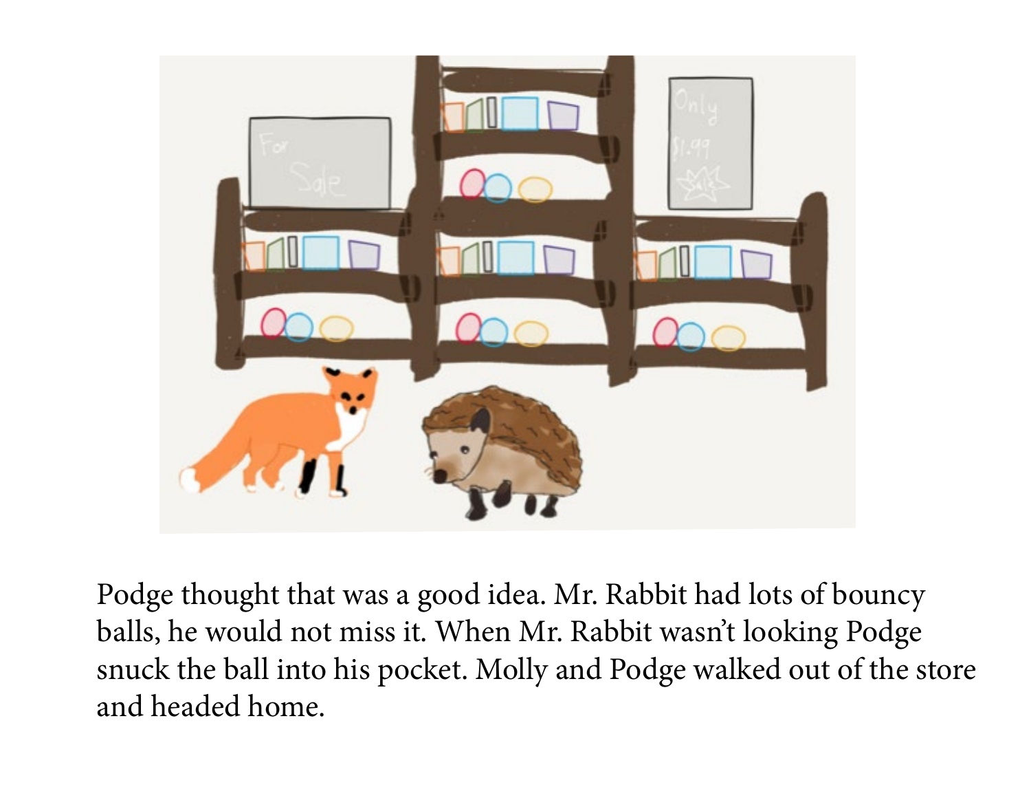Podge thought that was a good idea. Mr. Rabbit had lots of bouncy balls, he would not miss it. When Mr. Rabbit wasn't looking Podge snuck the ball into his pocket. Molly and Podge walked out of the store and headed home.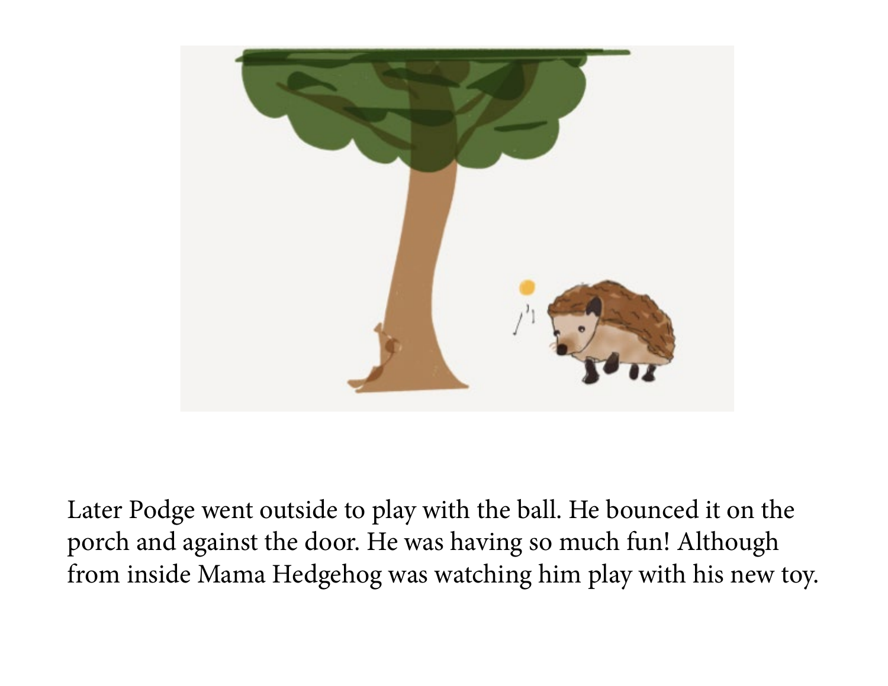Later Podge went outside to play with the ball. He bounced it on the porch and against the door. He was having so much fun! Although from inside Mama Hedgehog was watching him play with his new toy.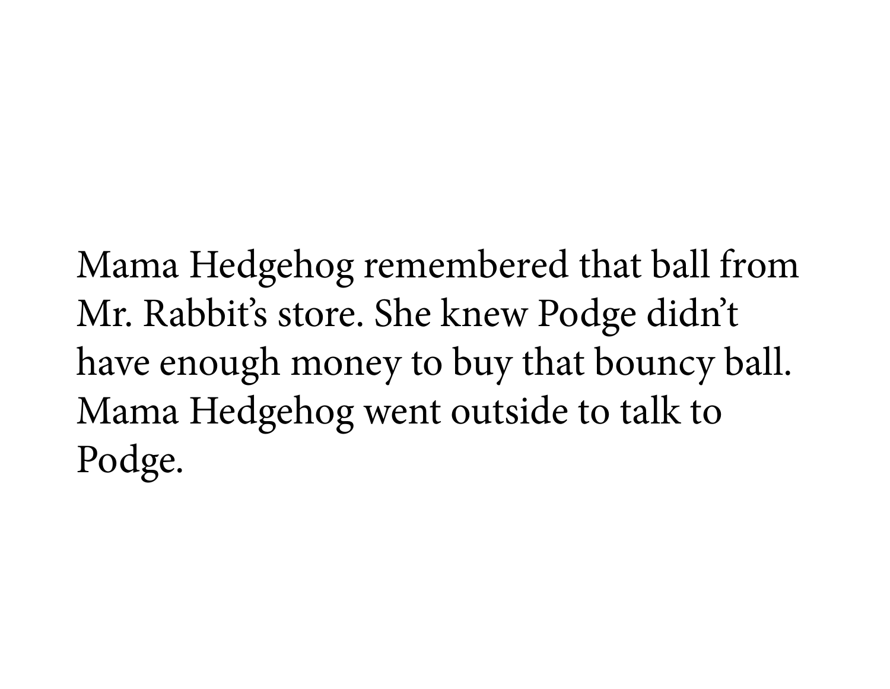Mama Hedgehog remembered that ball from Mr. Rabbit's store. She knew Podge didn't have enough money to buy that bouncy ball. Mama Hedgehog went outside to talk to Podge.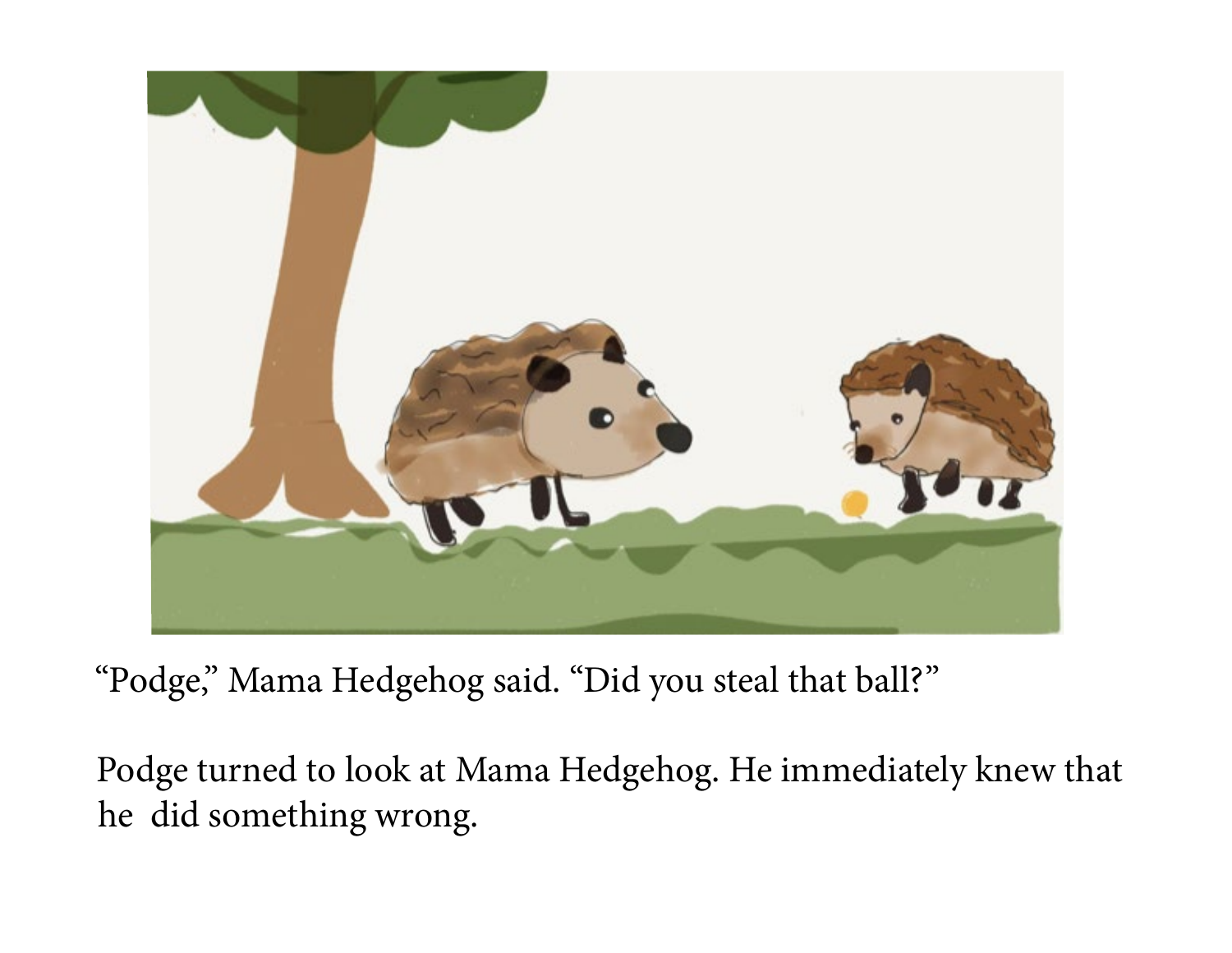"Podge," Mama Hedgehog said. "Did you steal that ball?"

Podge turned to look at Mama Hedgehog. He immediately knew that he  did something wrong.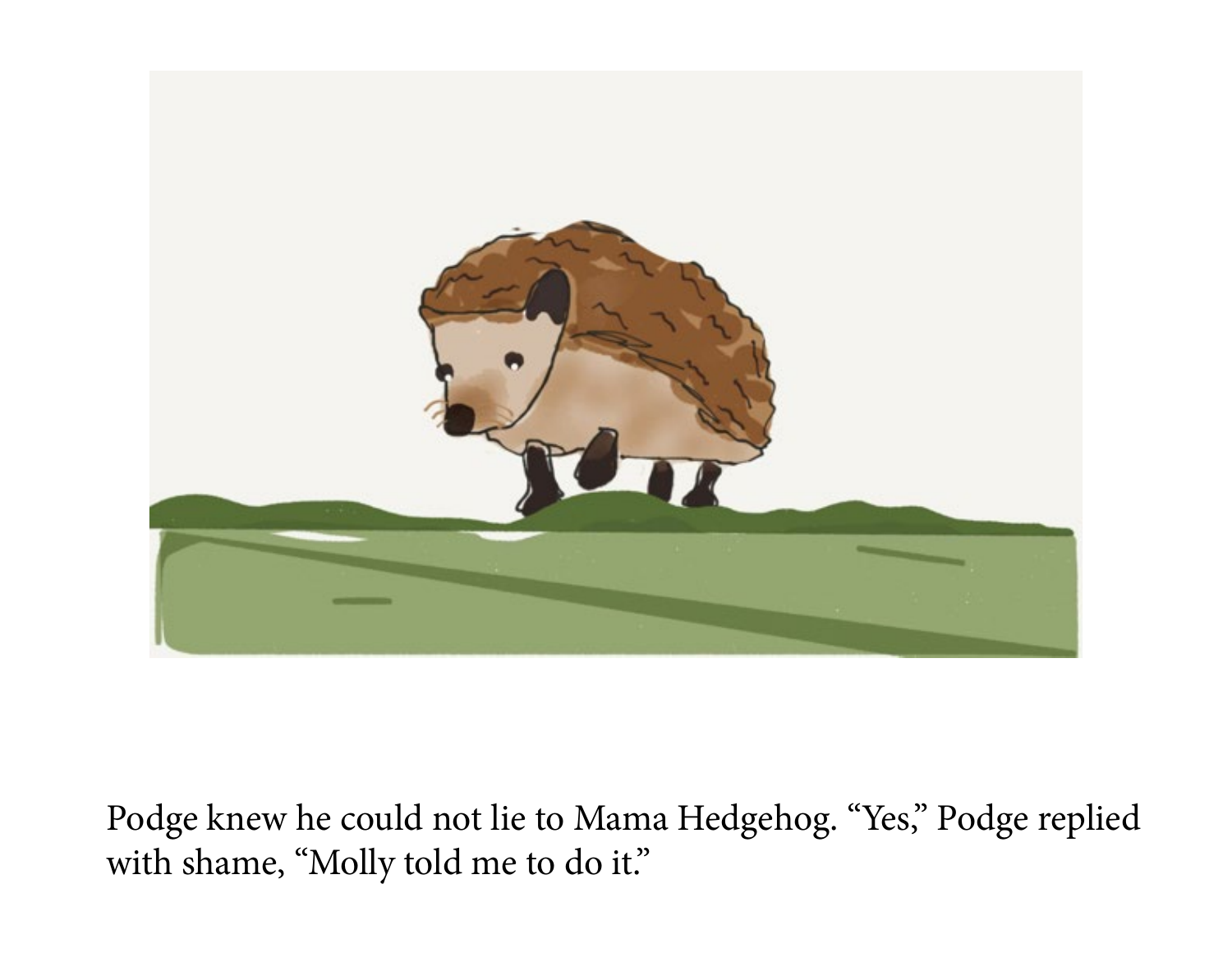Podge knew he could not lie to Mama Hedgehog. “Yes,” Podge replied with shame, “Molly told me to do it.”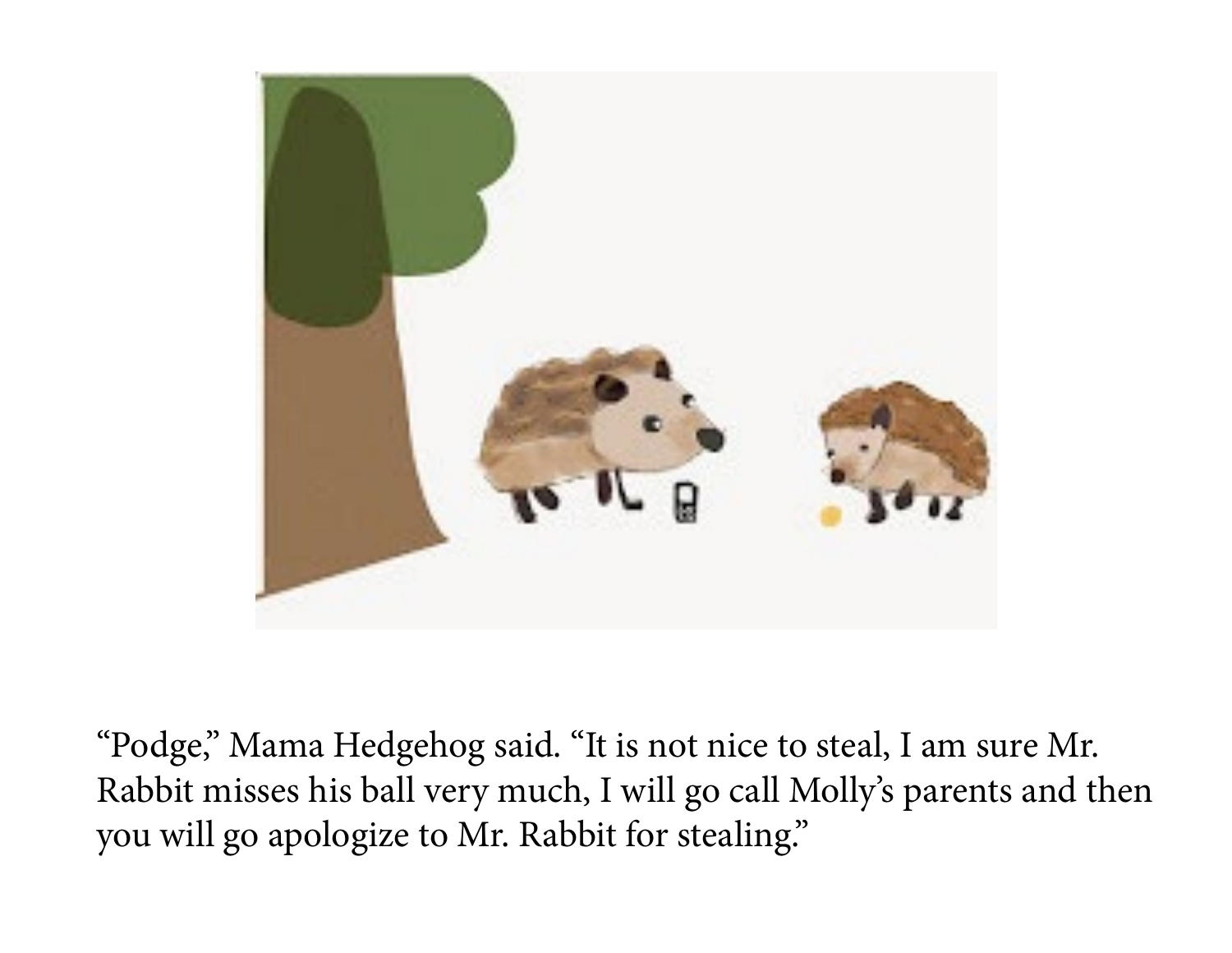“Podge,” Mama Hedgehog said. “It is not nice to steal, I am sure Mr. Rabbit misses his ball very much, I will go call Molly’s parents and then you will go apologize to Mr. Rabbit for stealing.”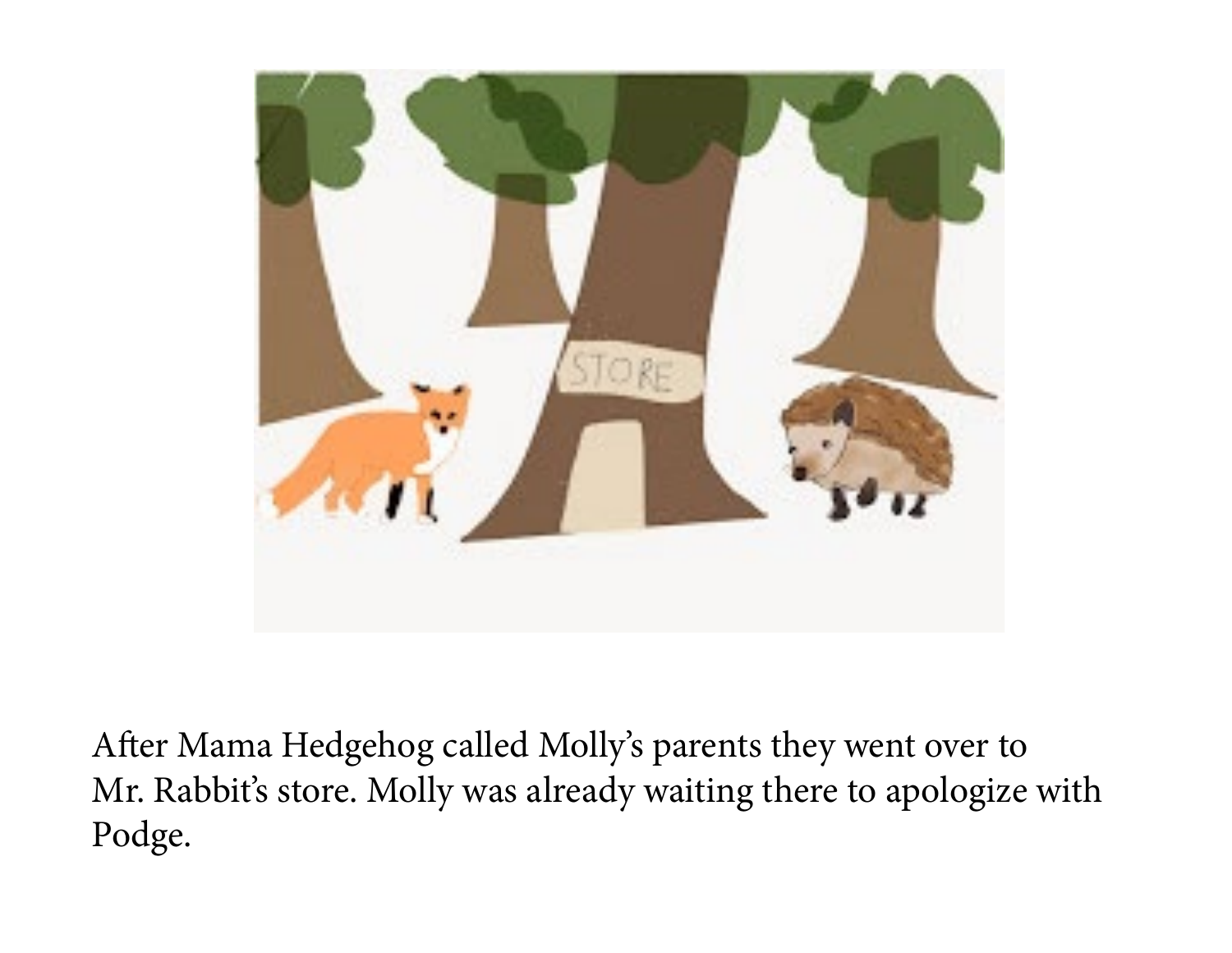After Mama Hedgehog called Molly's parents they went over to Mr. Rabbit's store. Molly was already waiting there to apologize with Podge.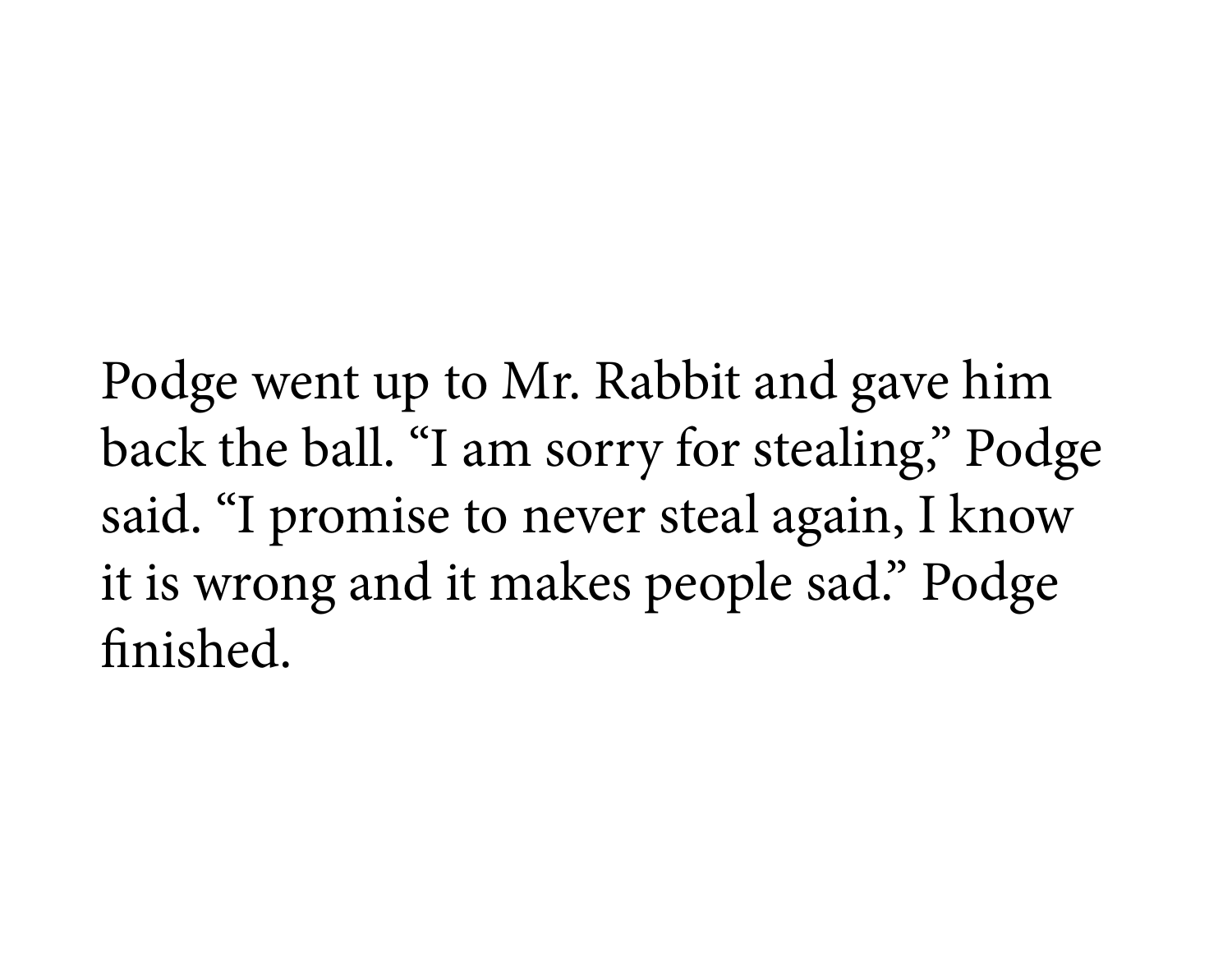Podge went up to Mr. Rabbit and gave him back the ball. "I am sorry for stealing," Podge said. "I promise to never steal again, I know it is wrong and it makes people sad." Podge finished.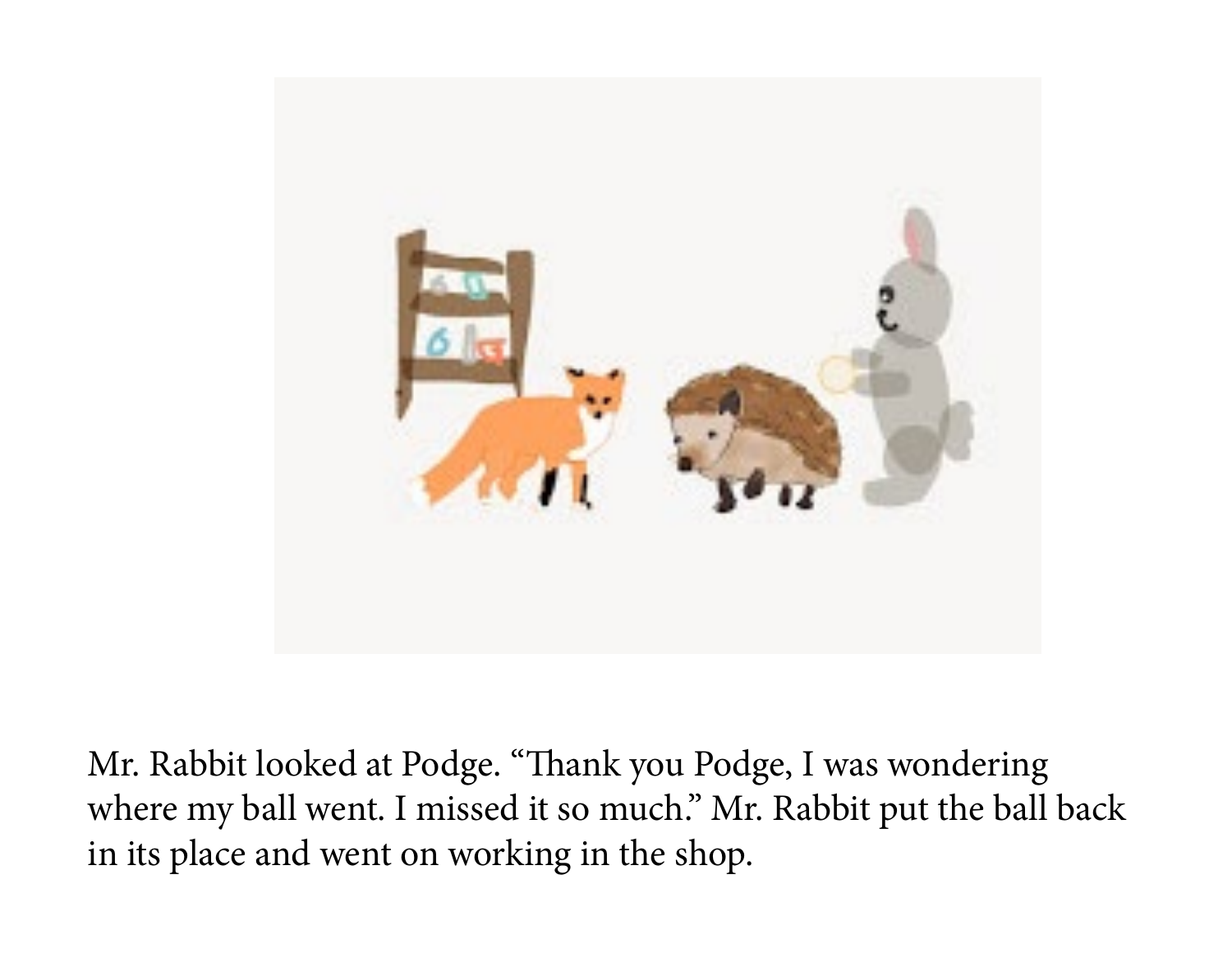Mr. Rabbit looked at Podge. “Thank you Podge, I was wondering where my ball went. I missed it so much.” Mr. Rabbit put the ball back in its place and went on working in the shop.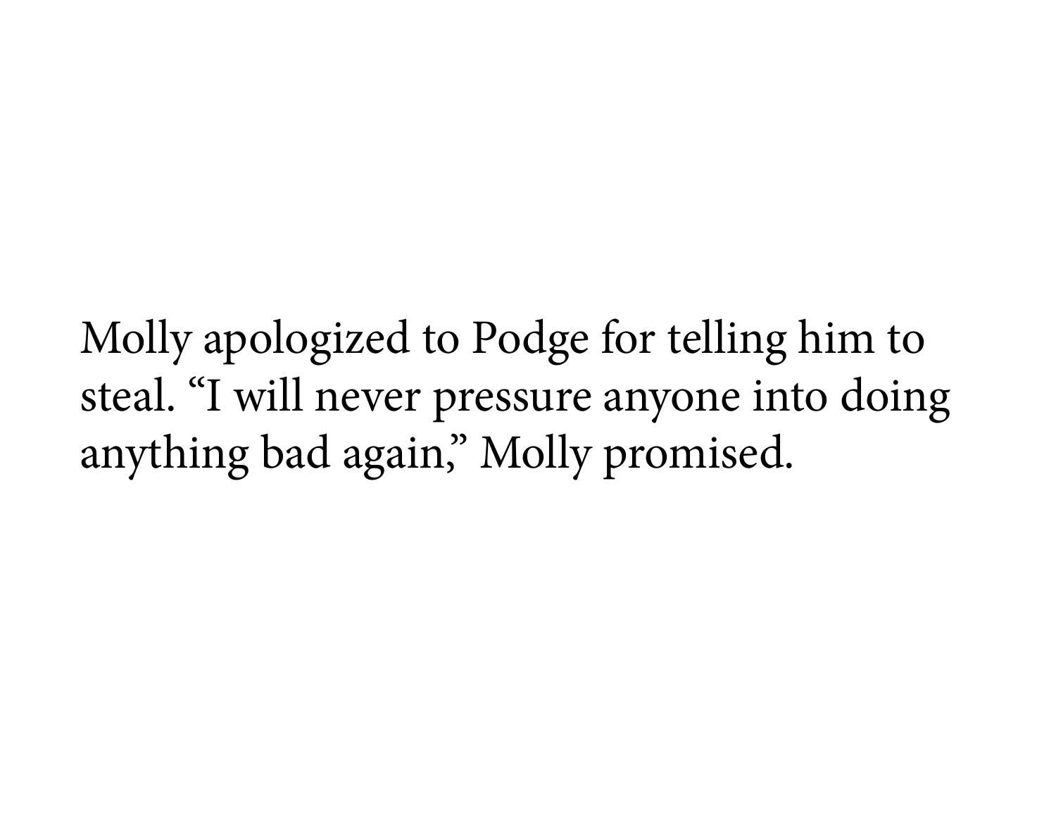Molly apologized to Podge for telling him to steal. “I will never pressure anyone into doing anything bad again,” Molly promised.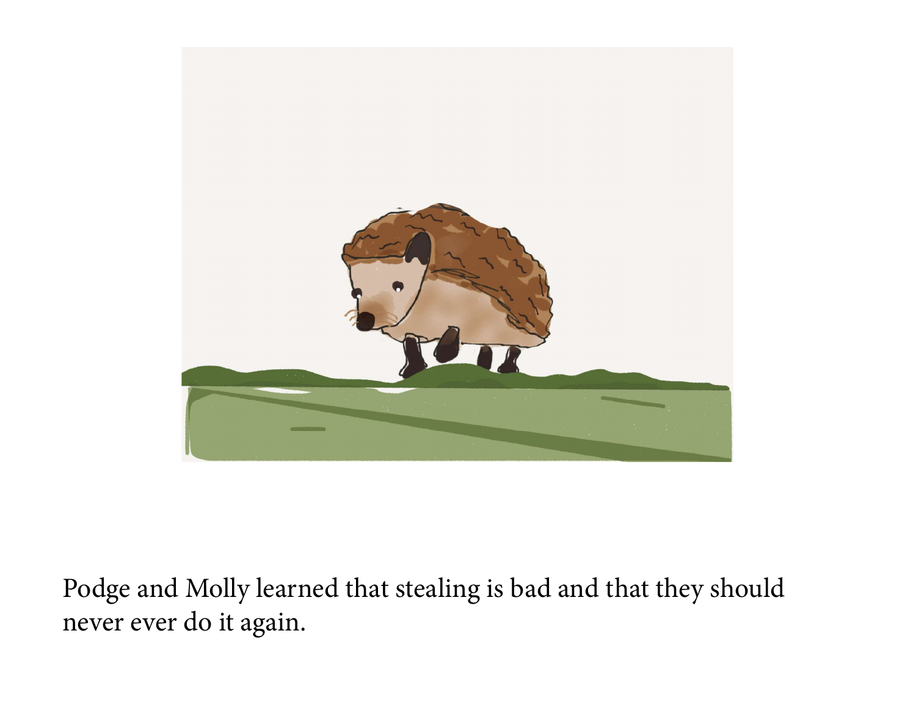Podge and Molly learned that stealing is bad and that they should never ever do it again.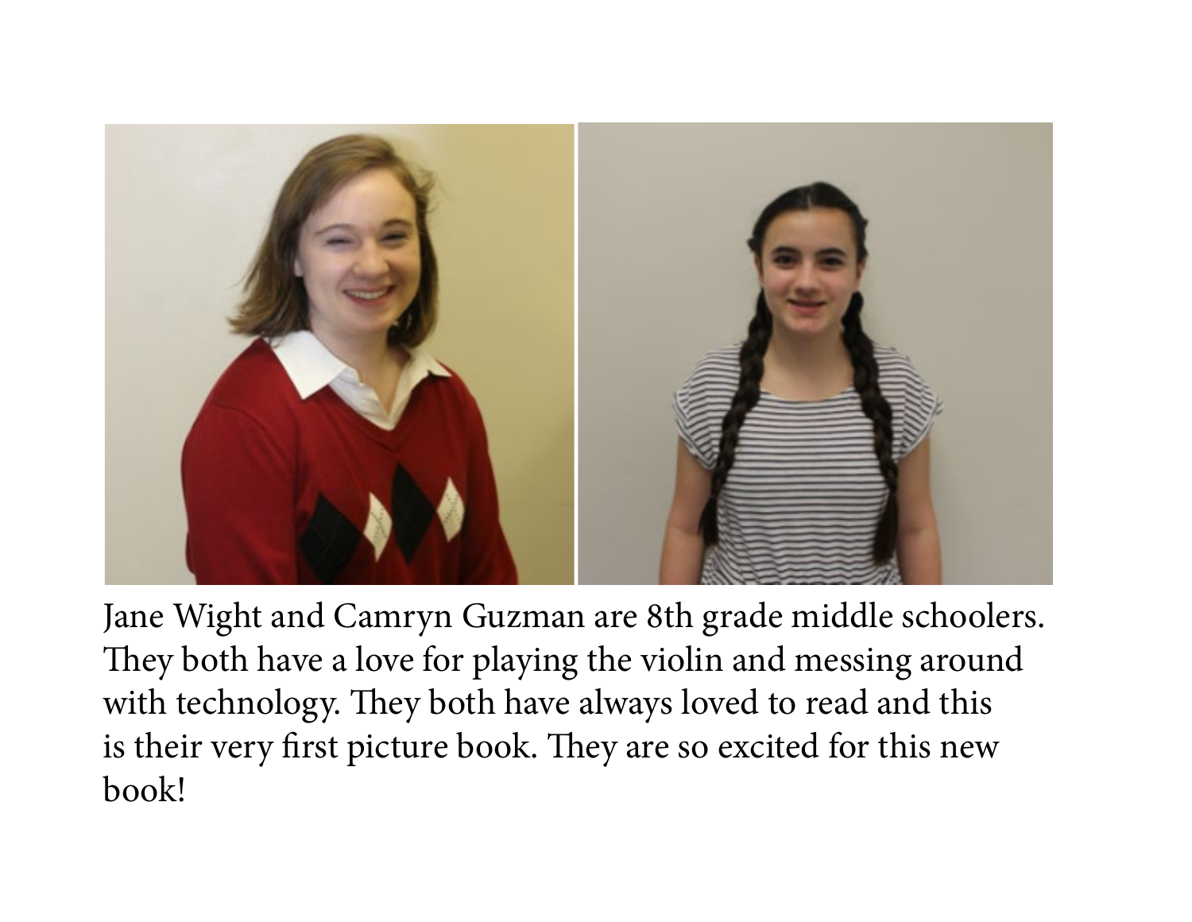Jane Wight and Camryn Guzman are 8th grade middle schoolers. They both have a love for playing the violin and messing around with technology. They both have always loved to read and this is their very first picture book. They are so excited for this new book!